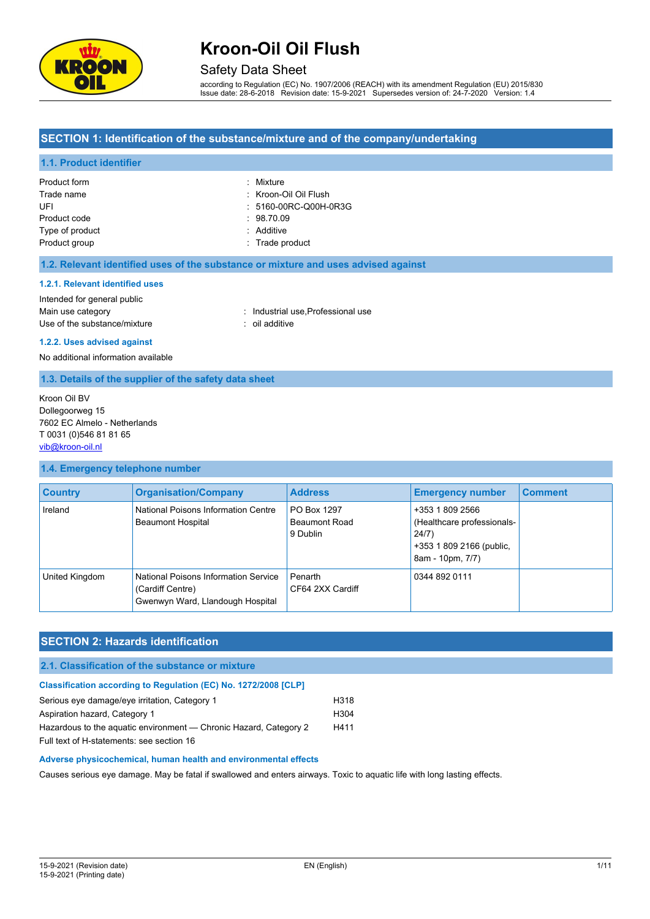# Kroon-Oil Oil Flush

Safety Data Sheet

according to Regulation (EC) No. 1907/2006 (REACH) with its amendment Regulation (EU) 2015/830
Issue date: 28-6-2018 Revision date: 15-9-2021 Supersedes version of: 24-7-2020 Version: 1.4

## SECTION 1: Identification of the substance/mixture and of the company/undertaking

### 1.1. Product identifier

| | |
|---|---|
| Product form | : Mixture |
| Trade name | : Kroon-Oil Oil Flush |
| UFI | : 5160-00RC-Q00H-0R3G |
| Product code | : 98.70.09 |
| Type of product | : Additive |
| Product group | : Trade product |

### 1.2. Relevant identified uses of the substance or mixture and uses advised against

#### 1.2.1. Relevant identified uses

Intended for general public

| | |
|---|---|
| Main use category | : Industrial use,Professional use |
| Use of the substance/mixture | : oil additive |

#### 1.2.2. Uses advised against

No additional information available

### 1.3. Details of the supplier of the safety data sheet

Kroon Oil BV
Dollegoorweg 15
7602 EC Almelo - Netherlands
T 0031 (0)546 81 81 65
vib@kroon-oil.nl

### 1.4. Emergency telephone number

| Country | Organisation/Company | Address | Emergency number | Comment |
|---|---|---|---|---|
| Ireland | National Poisons Information Centre Beaumont Hospital | PO Box 1297 Beaumont Road 9 Dublin | +353 1 809 2566 (Healthcare professionals-24/7) +353 1 809 2166 (public, 8am - 10pm, 7/7) | |
| United Kingdom | National Poisons Information Service (Cardiff Centre) Gwenwyn Ward, Llandough Hospital | Penarth CF64 2XX Cardiff | 0344 892 0111 | |

## SECTION 2: Hazards identification

### 2.1. Classification of the substance or mixture

#### Classification according to Regulation (EC) No. 1272/2008 [CLP]

| | |
|---|---|
| Serious eye damage/eye irritation, Category 1 | H318 |
| Aspiration hazard, Category 1 | H304 |
| Hazardous to the aquatic environment — Chronic Hazard, Category 2 | H411 |

Full text of H-statements: see section 16

#### Adverse physicochemical, human health and environmental effects

Causes serious eye damage. May be fatal if swallowed and enters airways. Toxic to aquatic life with long lasting effects.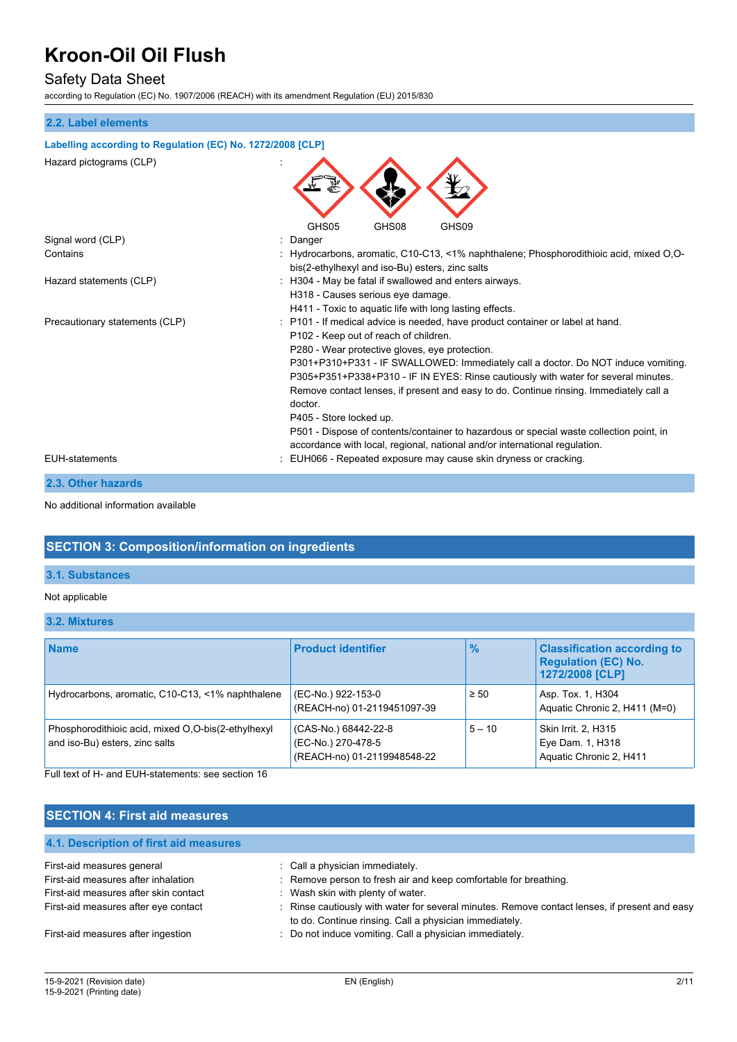### 2.2. Label elements

**Labelling according to Regulation (EC) No. 1272/2008 [CLP]**

Hazard pictograms (CLP) :

GHS05 GHS08 GHS09

Signal word (CLP) : Danger

Contains : Hydrocarbons, aromatic, C10-C13, <1% naphthalene; Phosphorodithioic acid, mixed O,O-bis(2-ethylhexyl and iso-Bu) esters, zinc salts

Hazard statements (CLP) :
- H304 - May be fatal if swallowed and enters airways.
- H318 - Causes serious eye damage.
- H411 - Toxic to aquatic life with long lasting effects.

Precautionary statements (CLP) :
- P101 - If medical advice is needed, have product container or label at hand.
- P102 - Keep out of reach of children.
- P280 - Wear protective gloves, eye protection.
- P301+P310+P331 - IF SWALLOWED: Immediately call a doctor. Do NOT induce vomiting.
- P305+P351+P338+P310 - IF IN EYES: Rinse cautiously with water for several minutes. Remove contact lenses, if present and easy to do. Continue rinsing. Immediately call a doctor.
- P405 - Store locked up.
- P501 - Dispose of contents/container to hazardous or special waste collection point, in accordance with local, regional, national and/or international regulation.

EUH-statements : EUH066 - Repeated exposure may cause skin dryness or cracking.

### 2.3. Other hazards

No additional information available

## SECTION 3: Composition/information on ingredients

### 3.1. Substances

Not applicable

### 3.2. Mixtures

| Name | Product identifier | % | Classification according to Regulation (EC) No. 1272/2008 [CLP] |
|---|---|---|---|
| Hydrocarbons, aromatic, C10-C13, <1% naphthalene | (EC-No.) 922-153-0<br>(REACH-no) 01-2119451097-39 | ≥ 50 | Asp. Tox. 1, H304<br>Aquatic Chronic 2, H411 (M=0) |
| Phosphorodithioic acid, mixed O,O-bis(2-ethylhexyl and iso-Bu) esters, zinc salts | (CAS-No.) 68442-22-8<br>(EC-No.) 270-478-5<br>(REACH-no) 01-2119948548-22 | 5 – 10 | Skin Irrit. 2, H315<br>Eye Dam. 1, H318<br>Aquatic Chronic 2, H411 |

Full text of H- and EUH-statements: see section 16

## SECTION 4: First aid measures

### 4.1. Description of first aid measures

First-aid measures general : Call a physician immediately.

First-aid measures after inhalation : Remove person to fresh air and keep comfortable for breathing.

First-aid measures after skin contact : Wash skin with plenty of water.

First-aid measures after eye contact : Rinse cautiously with water for several minutes. Remove contact lenses, if present and easy to do. Continue rinsing. Call a physician immediately.

First-aid measures after ingestion : Do not induce vomiting. Call a physician immediately.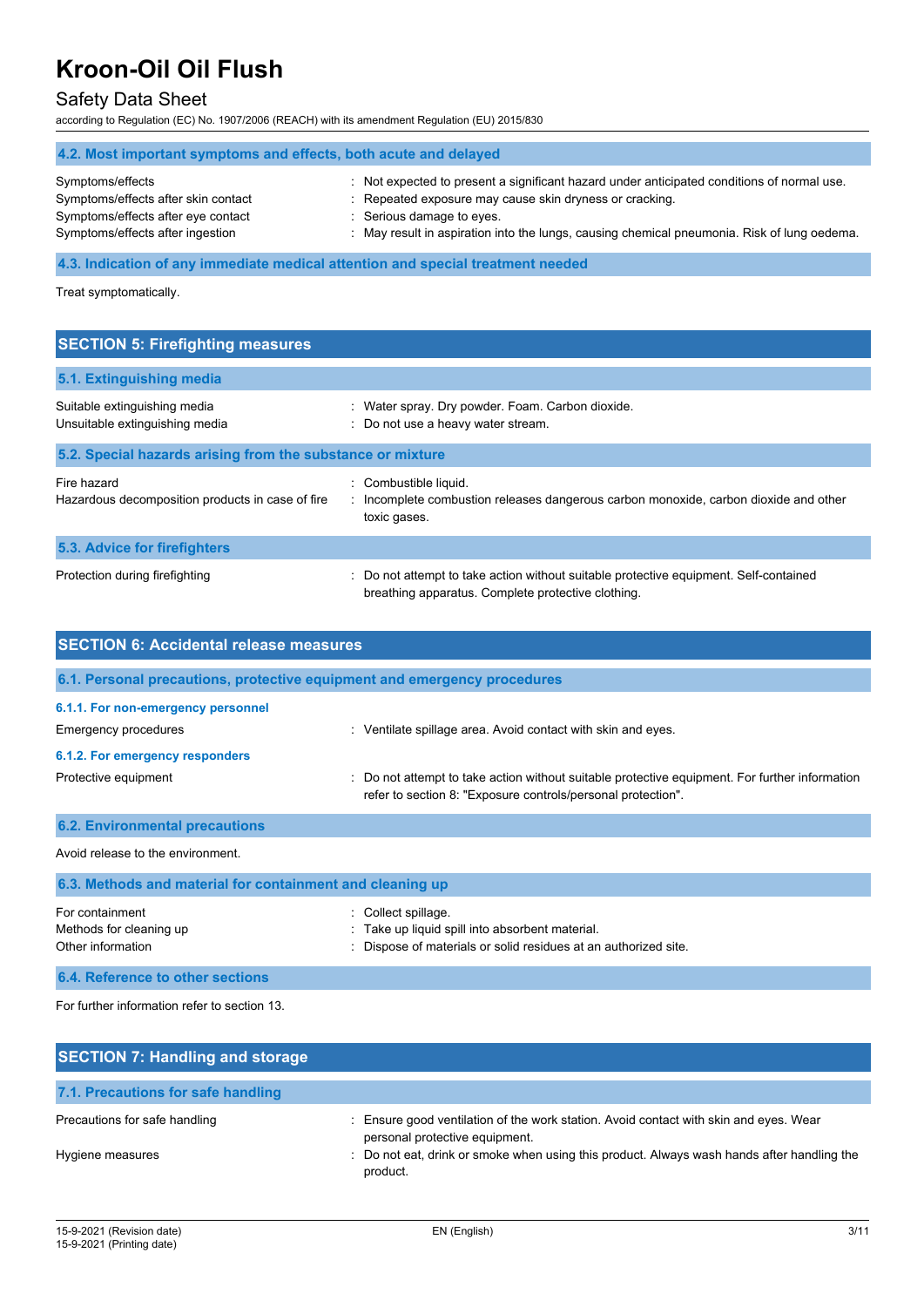### 4.2. Most important symptoms and effects, both acute and delayed

| | |
|---|---|
| Symptoms/effects | : Not expected to present a significant hazard under anticipated conditions of normal use. |
| Symptoms/effects after skin contact | : Repeated exposure may cause skin dryness or cracking. |
| Symptoms/effects after eye contact | : Serious damage to eyes. |
| Symptoms/effects after ingestion | : May result in aspiration into the lungs, causing chemical pneumonia. Risk of lung oedema. |

### 4.3. Indication of any immediate medical attention and special treatment needed

Treat symptomatically.

## SECTION 5: Firefighting measures

### 5.1. Extinguishing media

| | |
|---|---|
| Suitable extinguishing media | : Water spray. Dry powder. Foam. Carbon dioxide. |
| Unsuitable extinguishing media | : Do not use a heavy water stream. |

### 5.2. Special hazards arising from the substance or mixture

| | |
|---|---|
| Fire hazard | : Combustible liquid. |
| Hazardous decomposition products in case of fire | : Incomplete combustion releases dangerous carbon monoxide, carbon dioxide and other toxic gases. |

### 5.3. Advice for firefighters

| | |
|---|---|
| Protection during firefighting | : Do not attempt to take action without suitable protective equipment. Self-contained breathing apparatus. Complete protective clothing. |

## SECTION 6: Accidental release measures

### 6.1. Personal precautions, protective equipment and emergency procedures

#### 6.1.1. For non-emergency personnel

| | |
|---|---|
| Emergency procedures | : Ventilate spillage area. Avoid contact with skin and eyes. |

#### 6.1.2. For emergency responders

| | |
|---|---|
| Protective equipment | : Do not attempt to take action without suitable protective equipment. For further information refer to section 8: "Exposure controls/personal protection". |

### 6.2. Environmental precautions

Avoid release to the environment.

### 6.3. Methods and material for containment and cleaning up

| | |
|---|---|
| For containment | : Collect spillage. |
| Methods for cleaning up | : Take up liquid spill into absorbent material. |
| Other information | : Dispose of materials or solid residues at an authorized site. |

### 6.4. Reference to other sections

For further information refer to section 13.

## SECTION 7: Handling and storage

### 7.1. Precautions for safe handling

| | |
|---|---|
| Precautions for safe handling | : Ensure good ventilation of the work station. Avoid contact with skin and eyes. Wear personal protective equipment. |
| Hygiene measures | : Do not eat, drink or smoke when using this product. Always wash hands after handling the product. |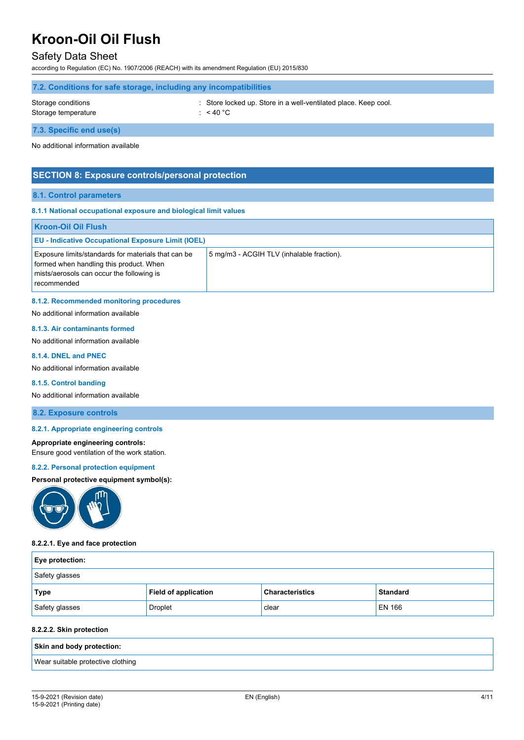### 7.2. Conditions for safe storage, including any incompatibilities

Storage conditions : Store locked up. Store in a well-ventilated place. Keep cool.
Storage temperature : < 40 °C

### 7.3. Specific end use(s)

No additional information available

## SECTION 8: Exposure controls/personal protection

### 8.1. Control parameters

#### 8.1.1 National occupational exposure and biological limit values

| Kroon-Oil Oil Flush | |
|---|---|
| **EU - Indicative Occupational Exposure Limit (IOEL)** | |
| Exposure limits/standards for materials that can be formed when handling this product. When mists/aerosols can occur the following is recommended | 5 mg/m3 - ACGIH TLV (inhalable fraction). |

#### 8.1.2. Recommended monitoring procedures

No additional information available

#### 8.1.3. Air contaminants formed

No additional information available

#### 8.1.4. DNEL and PNEC

No additional information available

#### 8.1.5. Control banding

No additional information available

### 8.2. Exposure controls

#### 8.2.1. Appropriate engineering controls

**Appropriate engineering controls:**
Ensure good ventilation of the work station.

#### 8.2.2. Personal protection equipment

**Personal protective equipment symbol(s):**

**8.2.2.1. Eye and face protection**

| Eye protection: | | | |
|---|---|---|---|
| Safety glasses | | | |
| **Type** | **Field of application** | **Characteristics** | **Standard** |
| Safety glasses | Droplet | clear | EN 166 |

**8.2.2.2. Skin protection**

| Skin and body protection: |
|---|
| Wear suitable protective clothing |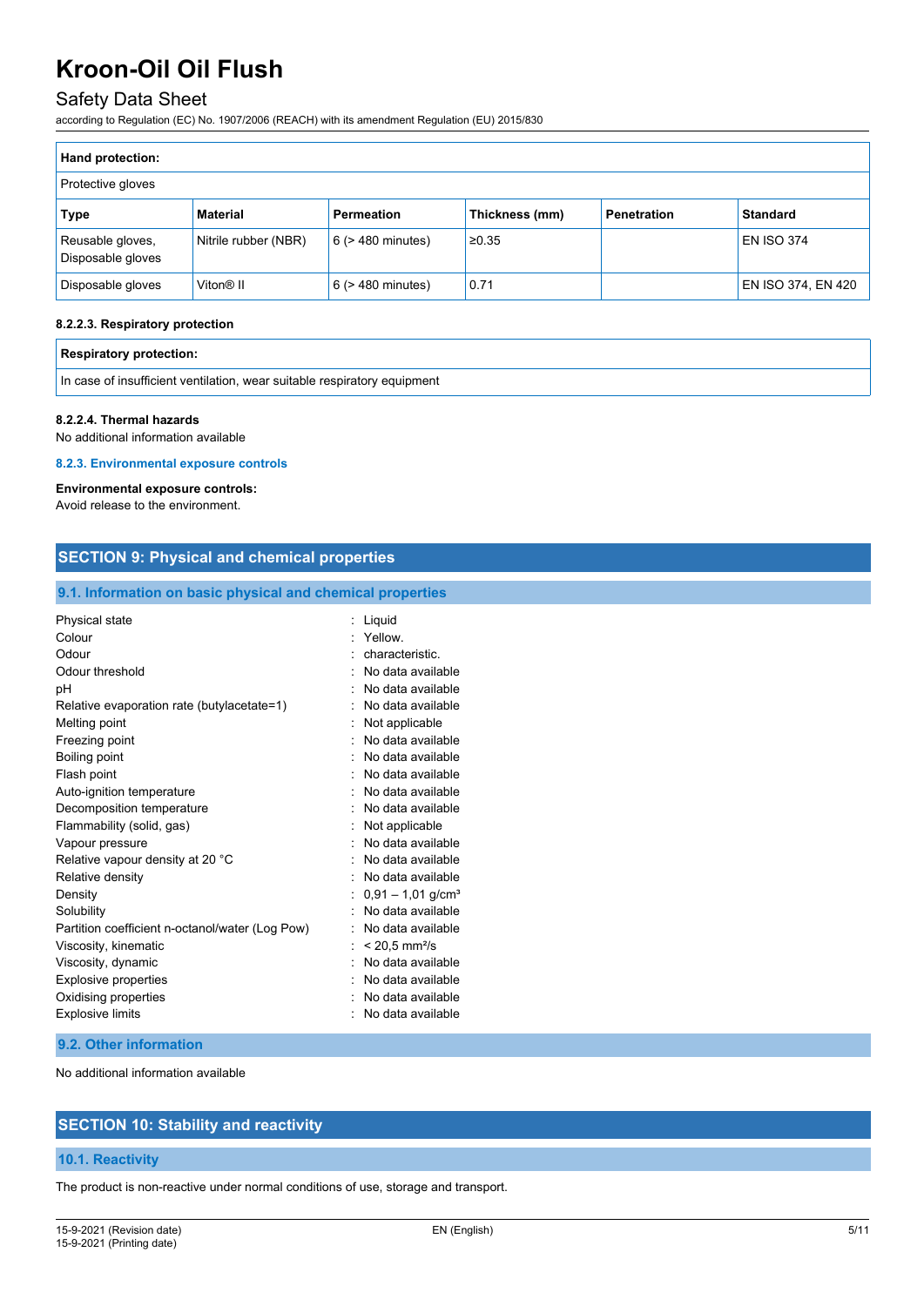| Hand protection: | | | | | |
|---|---|---|---|---|---|
| Protective gloves | | | | | |
| **Type** | **Material** | **Permeation** | **Thickness (mm)** | **Penetration** | **Standard** |
| Reusable gloves, Disposable gloves | Nitrile rubber (NBR) | 6 (> 480 minutes) | ≥0.35 | | EN ISO 374 |
| Disposable gloves | Viton® II | 6 (> 480 minutes) | 0.71 | | EN ISO 374, EN 420 |

#### 8.2.2.3. Respiratory protection

| Respiratory protection: |
|---|
| In case of insufficient ventilation, wear suitable respiratory equipment |

#### 8.2.2.4. Thermal hazards

No additional information available

### 8.2.3. Environmental exposure controls

**Environmental exposure controls:**
Avoid release to the environment.

## SECTION 9: Physical and chemical properties

### 9.1. Information on basic physical and chemical properties

| | |
|---|---|
| Physical state | : Liquid |
| Colour | : Yellow. |
| Odour | : characteristic. |
| Odour threshold | : No data available |
| pH | : No data available |
| Relative evaporation rate (butylacetate=1) | : No data available |
| Melting point | : Not applicable |
| Freezing point | : No data available |
| Boiling point | : No data available |
| Flash point | : No data available |
| Auto-ignition temperature | : No data available |
| Decomposition temperature | : No data available |
| Flammability (solid, gas) | : Not applicable |
| Vapour pressure | : No data available |
| Relative vapour density at 20 °C | : No data available |
| Relative density | : No data available |
| Density | : 0,91 – 1,01 g/cm³ |
| Solubility | : No data available |
| Partition coefficient n-octanol/water (Log Pow) | : No data available |
| Viscosity, kinematic | : < 20,5 mm²/s |
| Viscosity, dynamic | : No data available |
| Explosive properties | : No data available |
| Oxidising properties | : No data available |
| Explosive limits | : No data available |

### 9.2. Other information

No additional information available

## SECTION 10: Stability and reactivity

### 10.1. Reactivity

The product is non-reactive under normal conditions of use, storage and transport.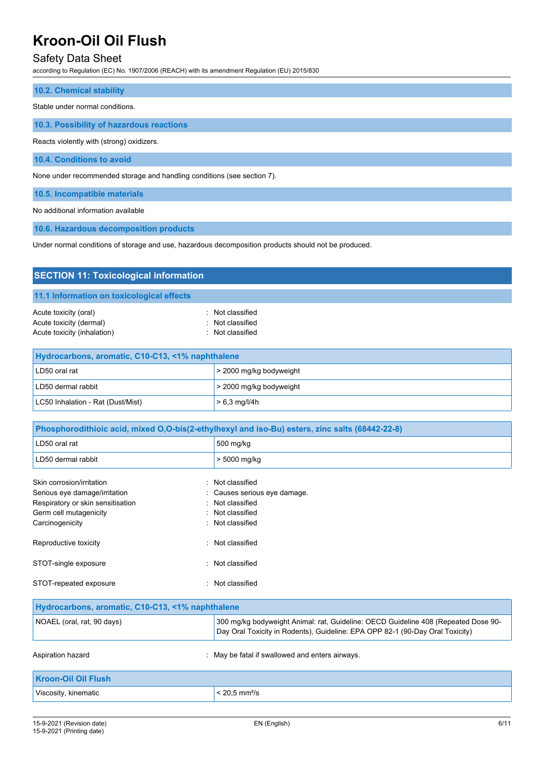### 10.2. Chemical stability

Stable under normal conditions.

### 10.3. Possibility of hazardous reactions

Reacts violently with (strong) oxidizers.

### 10.4. Conditions to avoid

None under recommended storage and handling conditions (see section 7).

### 10.5. Incompatible materials

No additional information available

### 10.6. Hazardous decomposition products

Under normal conditions of storage and use, hazardous decomposition products should not be produced.

## SECTION 11: Toxicological information

### 11.1 Information on toxicological effects

Acute toxicity (oral) : Not classified
Acute toxicity (dermal) : Not classified
Acute toxicity (inhalation) : Not classified

| Hydrocarbons, aromatic, C10-C13, <1% naphthalene | |
|---|---|
| LD50 oral rat | > 2000 mg/kg bodyweight |
| LD50 dermal rabbit | > 2000 mg/kg bodyweight |
| LC50 Inhalation - Rat (Dust/Mist) | > 6,3 mg/l/4h |

| Phosphorodithioic acid, mixed O,O-bis(2-ethylhexyl and iso-Bu) esters, zinc salts (68442-22-8) | |
|---|---|
| LD50 oral rat | 500 mg/kg |
| LD50 dermal rabbit | > 5000 mg/kg |

Skin corrosion/irritation : Not classified
Serious eye damage/irritation : Causes serious eye damage.
Respiratory or skin sensitisation : Not classified
Germ cell mutagenicity : Not classified
Carcinogenicity : Not classified

Reproductive toxicity : Not classified

STOT-single exposure : Not classified

STOT-repeated exposure : Not classified

| Hydrocarbons, aromatic, C10-C13, <1% naphthalene | |
|---|---|
| NOAEL (oral, rat, 90 days) | 300 mg/kg bodyweight Animal: rat, Guideline: OECD Guideline 408 (Repeated Dose 90-Day Oral Toxicity in Rodents), Guideline: EPA OPP 82-1 (90-Day Oral Toxicity) |

Aspiration hazard : May be fatal if swallowed and enters airways.

| Kroon-Oil Oil Flush | |
|---|---|
| Viscosity, kinematic | < 20,5 mm²/s |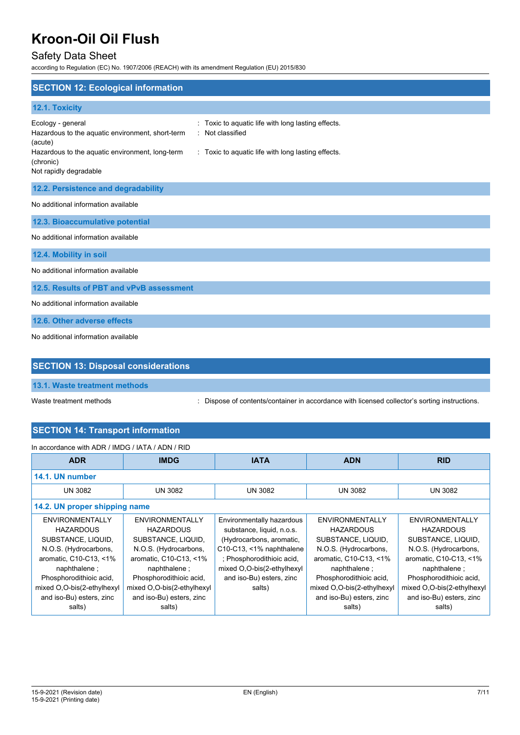## SECTION 12: Ecological information

### 12.1. Toxicity

| | |
|---|---|
| Ecology - general | : Toxic to aquatic life with long lasting effects. |
| Hazardous to the aquatic environment, short-term (acute) | : Not classified |
| Hazardous to the aquatic environment, long-term (chronic) | : Toxic to aquatic life with long lasting effects. |
| Not rapidly degradable | |

### 12.2. Persistence and degradability

No additional information available

### 12.3. Bioaccumulative potential

No additional information available

### 12.4. Mobility in soil

No additional information available

### 12.5. Results of PBT and vPvB assessment

No additional information available

### 12.6. Other adverse effects

No additional information available

## SECTION 13: Disposal considerations

### 13.1. Waste treatment methods

| | |
|---|---|
| Waste treatment methods | : Dispose of contents/container in accordance with licensed collector's sorting instructions. |

## SECTION 14: Transport information

In accordance with ADR / IMDG / IATA / ADN / RID

| ADR | IMDG | IATA | ADN | RID |
|---|---|---|---|---|
| **14.1. UN number** | | | | |
| UN 3082 | UN 3082 | UN 3082 | UN 3082 | UN 3082 |
| **14.2. UN proper shipping name** | | | | |
| ENVIRONMENTALLY HAZARDOUS SUBSTANCE, LIQUID, N.O.S. (Hydrocarbons, aromatic, C10-C13, <1% naphthalene ; Phosphorodithioic acid, mixed O,O-bis(2-ethylhexyl and iso-Bu) esters, zinc salts) | ENVIRONMENTALLY HAZARDOUS SUBSTANCE, LIQUID, N.O.S. (Hydrocarbons, aromatic, C10-C13, <1% naphthalene ; Phosphorodithioic acid, mixed O,O-bis(2-ethylhexyl and iso-Bu) esters, zinc salts) | Environmentally hazardous substance, liquid, n.o.s. (Hydrocarbons, aromatic, C10-C13, <1% naphthalene ; Phosphorodithioic acid, mixed O,O-bis(2-ethylhexyl and iso-Bu) esters, zinc salts) | ENVIRONMENTALLY HAZARDOUS SUBSTANCE, LIQUID, N.O.S. (Hydrocarbons, aromatic, C10-C13, <1% naphthalene ; Phosphorodithioic acid, mixed O,O-bis(2-ethylhexyl and iso-Bu) esters, zinc salts) | ENVIRONMENTALLY HAZARDOUS SUBSTANCE, LIQUID, N.O.S. (Hydrocarbons, aromatic, C10-C13, <1% naphthalene ; Phosphorodithioic acid, mixed O,O-bis(2-ethylhexyl and iso-Bu) esters, zinc salts) |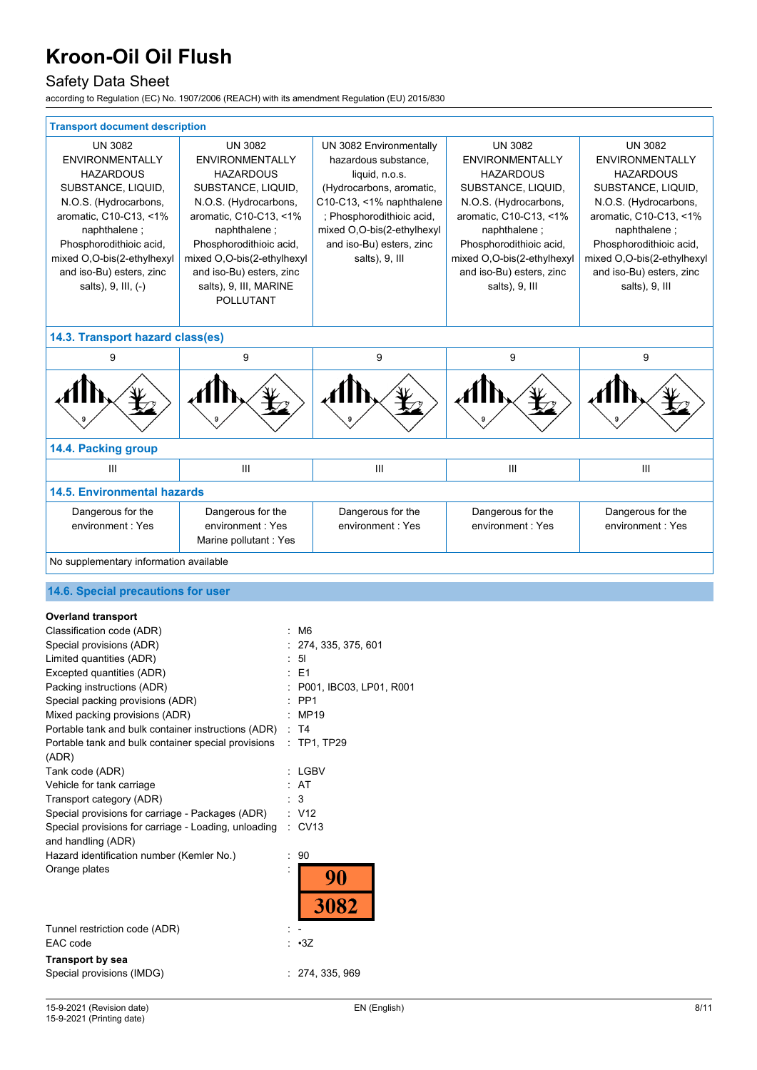| Transport document description | | | | |
|---|---|---|---|---|
| UN 3082 ENVIRONMENTALLY HAZARDOUS SUBSTANCE, LIQUID, N.O.S. (Hydrocarbons, aromatic, C10-C13, <1% naphthalene ; Phosphorodithioic acid, mixed O,O-bis(2-ethylhexyl and iso-Bu) esters, zinc salts), 9, III, (-) | UN 3082 ENVIRONMENTALLY HAZARDOUS SUBSTANCE, LIQUID, N.O.S. (Hydrocarbons, aromatic, C10-C13, <1% naphthalene ; Phosphorodithioic acid, mixed O,O-bis(2-ethylhexyl and iso-Bu) esters, zinc salts), 9, III, MARINE POLLUTANT | UN 3082 Environmentally hazardous substance, liquid, n.o.s. (Hydrocarbons, aromatic, C10-C13, <1% naphthalene ; Phosphorodithioic acid, mixed O,O-bis(2-ethylhexyl and iso-Bu) esters, zinc salts), 9, III | UN 3082 ENVIRONMENTALLY HAZARDOUS SUBSTANCE, LIQUID, N.O.S. (Hydrocarbons, aromatic, C10-C13, <1% naphthalene ; Phosphorodithioic acid, mixed O,O-bis(2-ethylhexyl and iso-Bu) esters, zinc salts), 9, III | UN 3082 ENVIRONMENTALLY HAZARDOUS SUBSTANCE, LIQUID, N.O.S. (Hydrocarbons, aromatic, C10-C13, <1% naphthalene ; Phosphorodithioic acid, mixed O,O-bis(2-ethylhexyl and iso-Bu) esters, zinc salts), 9, III |
| **14.3. Transport hazard class(es)** | | | | |
| 9 | 9 | 9 | 9 | 9 |
| **14.4. Packing group** | | | | |
| III | III | III | III | III |
| **14.5. Environmental hazards** | | | | |
| Dangerous for the environment : Yes | Dangerous for the environment : Yes<br>Marine pollutant : Yes | Dangerous for the environment : Yes | Dangerous for the environment : Yes | Dangerous for the environment : Yes |
| No supplementary information available | | | | |

## 14.6. Special precautions for user

**Overland transport**

Classification code (ADR) : M6
Special provisions (ADR) : 274, 335, 375, 601
Limited quantities (ADR) : 5l
Excepted quantities (ADR) : E1
Packing instructions (ADR) : P001, IBC03, LP01, R001
Special packing provisions (ADR) : PP1
Mixed packing provisions (ADR) : MP19
Portable tank and bulk container instructions (ADR) : T4
Portable tank and bulk container special provisions (ADR) : TP1, TP29
Tank code (ADR) : LGBV
Vehicle for tank carriage : AT
Transport category (ADR) : 3
Special provisions for carriage - Packages (ADR) : V12
Special provisions for carriage - Loading, unloading and handling (ADR) : CV13
Hazard identification number (Kemler No.) : 90
Orange plates :

90
3082

Tunnel restriction code (ADR) : -
EAC code : •3Z

**Transport by sea**

Special provisions (IMDG) : 274, 335, 969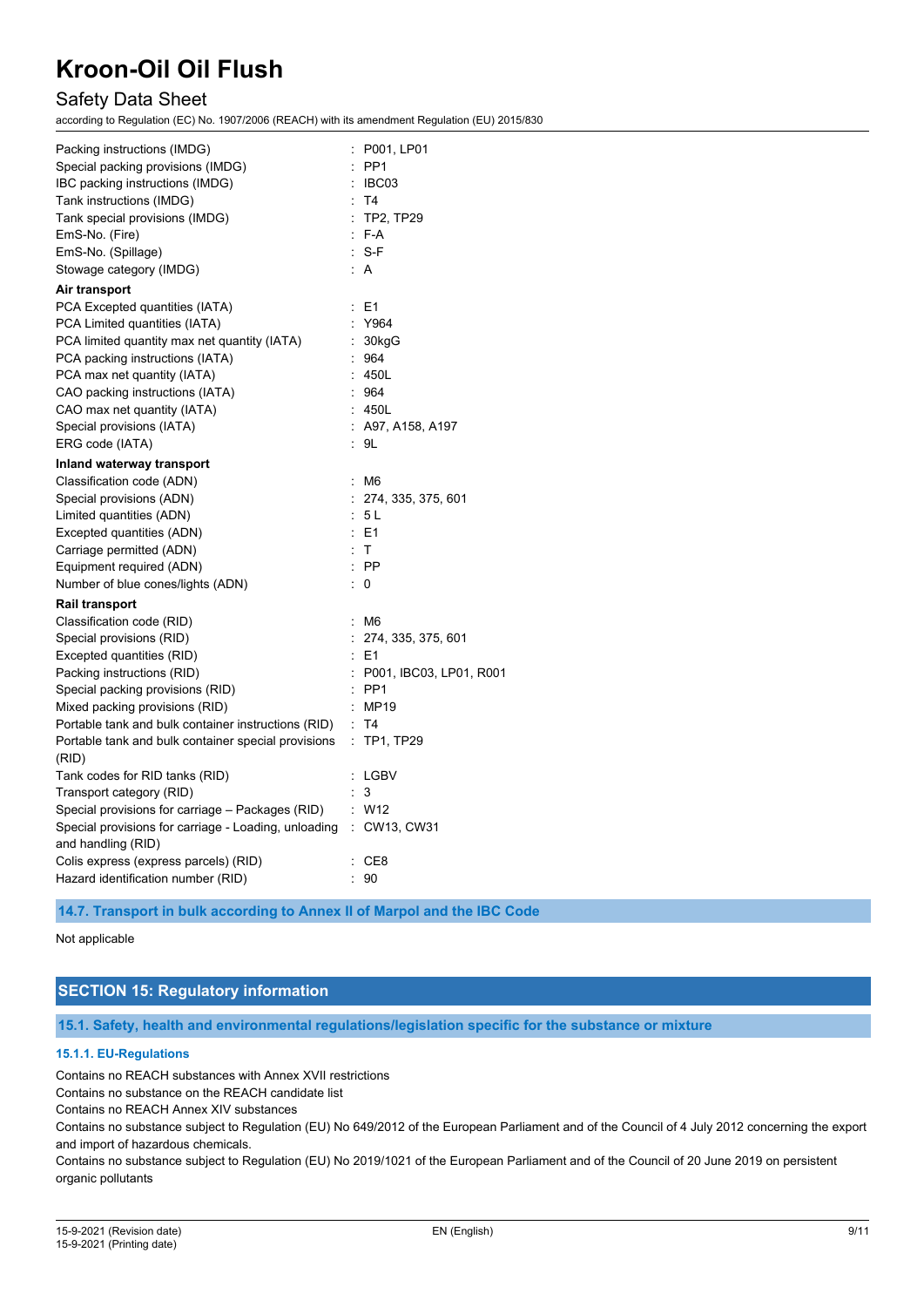Packing instructions (IMDG) : P001, LP01
Special packing provisions (IMDG) : PP1
IBC packing instructions (IMDG) : IBC03
Tank instructions (IMDG) : T4
Tank special provisions (IMDG) : TP2, TP29
EmS-No. (Fire) : F-A
EmS-No. (Spillage) : S-F
Stowage category (IMDG) : A

**Air transport**

PCA Excepted quantities (IATA) : E1
PCA Limited quantities (IATA) : Y964
PCA limited quantity max net quantity (IATA) : 30kgG
PCA packing instructions (IATA) : 964
PCA max net quantity (IATA) : 450L
CAO packing instructions (IATA) : 964
CAO max net quantity (IATA) : 450L
Special provisions (IATA) : A97, A158, A197
ERG code (IATA) : 9L

**Inland waterway transport**

Classification code (ADN) : M6
Special provisions (ADN) : 274, 335, 375, 601
Limited quantities (ADN) : 5 L
Excepted quantities (ADN) : E1
Carriage permitted (ADN) : T
Equipment required (ADN) : PP
Number of blue cones/lights (ADN) : 0

**Rail transport**

Classification code (RID) : M6
Special provisions (RID) : 274, 335, 375, 601
Excepted quantities (RID) : E1
Packing instructions (RID) : P001, IBC03, LP01, R001
Special packing provisions (RID) : PP1
Mixed packing provisions (RID) : MP19
Portable tank and bulk container instructions (RID) : T4
Portable tank and bulk container special provisions (RID) : TP1, TP29
Tank codes for RID tanks (RID) : LGBV
Transport category (RID) : 3
Special provisions for carriage – Packages (RID) : W12
Special provisions for carriage - Loading, unloading and handling (RID) : CW13, CW31
Colis express (express parcels) (RID) : CE8
Hazard identification number (RID) : 90

### 14.7. Transport in bulk according to Annex II of Marpol and the IBC Code

Not applicable

## SECTION 15: Regulatory information

### 15.1. Safety, health and environmental regulations/legislation specific for the substance or mixture

#### 15.1.1. EU-Regulations

Contains no REACH substances with Annex XVII restrictions
Contains no substance on the REACH candidate list
Contains no REACH Annex XIV substances
Contains no substance subject to Regulation (EU) No 649/2012 of the European Parliament and of the Council of 4 July 2012 concerning the export and import of hazardous chemicals.
Contains no substance subject to Regulation (EU) No 2019/1021 of the European Parliament and of the Council of 20 June 2019 on persistent organic pollutants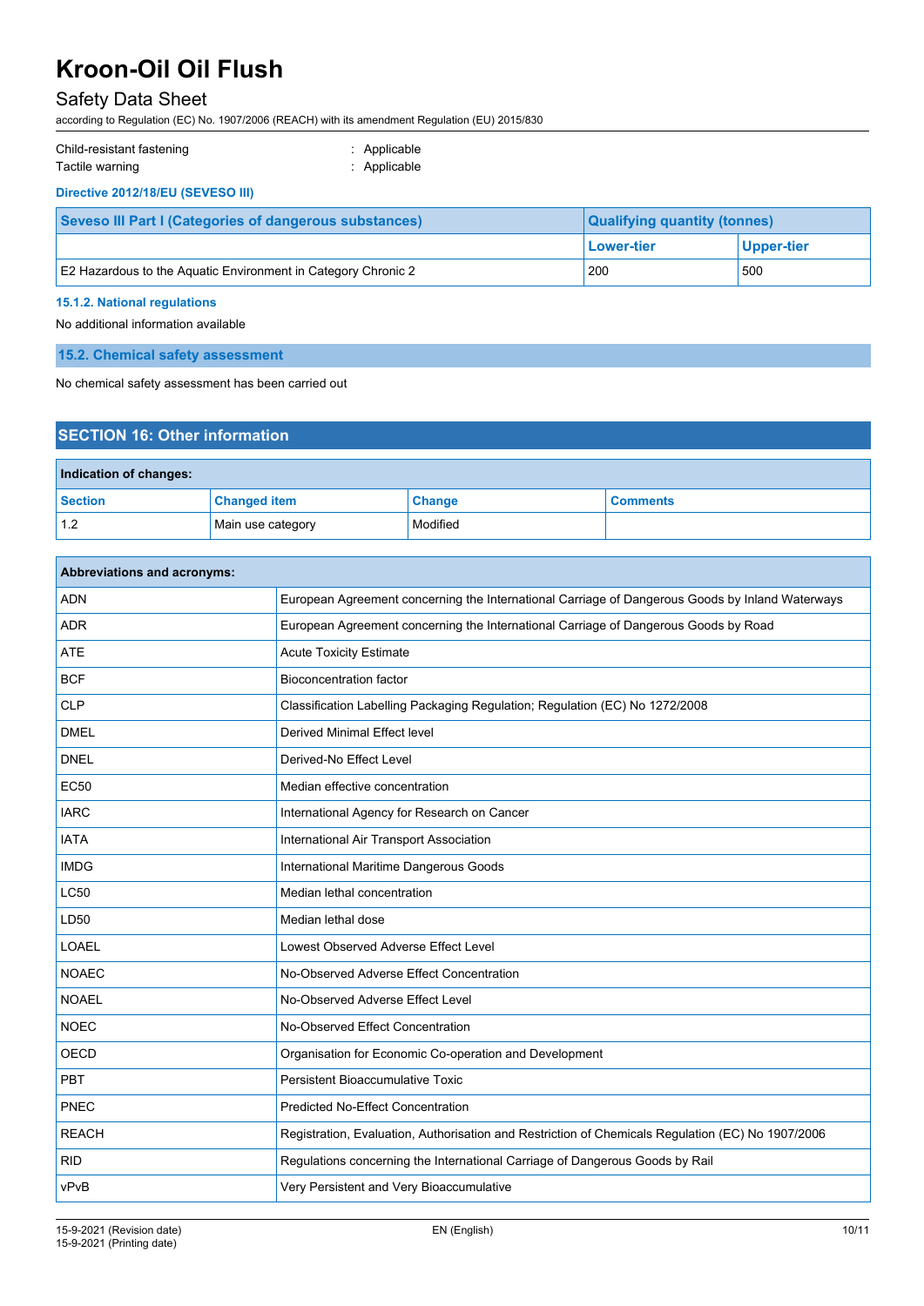Child-resistant fastening : Applicable
Tactile warning : Applicable

#### Directive 2012/18/EU (SEVESO III)

| Seveso III Part I (Categories of dangerous substances) | Qualifying quantity (tonnes) | |
|---|---|---|
| | Lower-tier | Upper-tier |
| E2 Hazardous to the Aquatic Environment in Category Chronic 2 | 200 | 500 |

#### 15.1.2. National regulations

No additional information available

### 15.2. Chemical safety assessment

No chemical safety assessment has been carried out

## SECTION 16: Other information

| Indication of changes: | | | |
|---|---|---|---|
| Section | Changed item | Change | Comments |
| 1.2 | Main use category | Modified | |

| Abbreviations and acronyms: | |
|---|---|
| ADN | European Agreement concerning the International Carriage of Dangerous Goods by Inland Waterways |
| ADR | European Agreement concerning the International Carriage of Dangerous Goods by Road |
| ATE | Acute Toxicity Estimate |
| BCF | Bioconcentration factor |
| CLP | Classification Labelling Packaging Regulation; Regulation (EC) No 1272/2008 |
| DMEL | Derived Minimal Effect level |
| DNEL | Derived-No Effect Level |
| EC50 | Median effective concentration |
| IARC | International Agency for Research on Cancer |
| IATA | International Air Transport Association |
| IMDG | International Maritime Dangerous Goods |
| LC50 | Median lethal concentration |
| LD50 | Median lethal dose |
| LOAEL | Lowest Observed Adverse Effect Level |
| NOAEC | No-Observed Adverse Effect Concentration |
| NOAEL | No-Observed Adverse Effect Level |
| NOEC | No-Observed Effect Concentration |
| OECD | Organisation for Economic Co-operation and Development |
| PBT | Persistent Bioaccumulative Toxic |
| PNEC | Predicted No-Effect Concentration |
| REACH | Registration, Evaluation, Authorisation and Restriction of Chemicals Regulation (EC) No 1907/2006 |
| RID | Regulations concerning the International Carriage of Dangerous Goods by Rail |
| vPvB | Very Persistent and Very Bioaccumulative |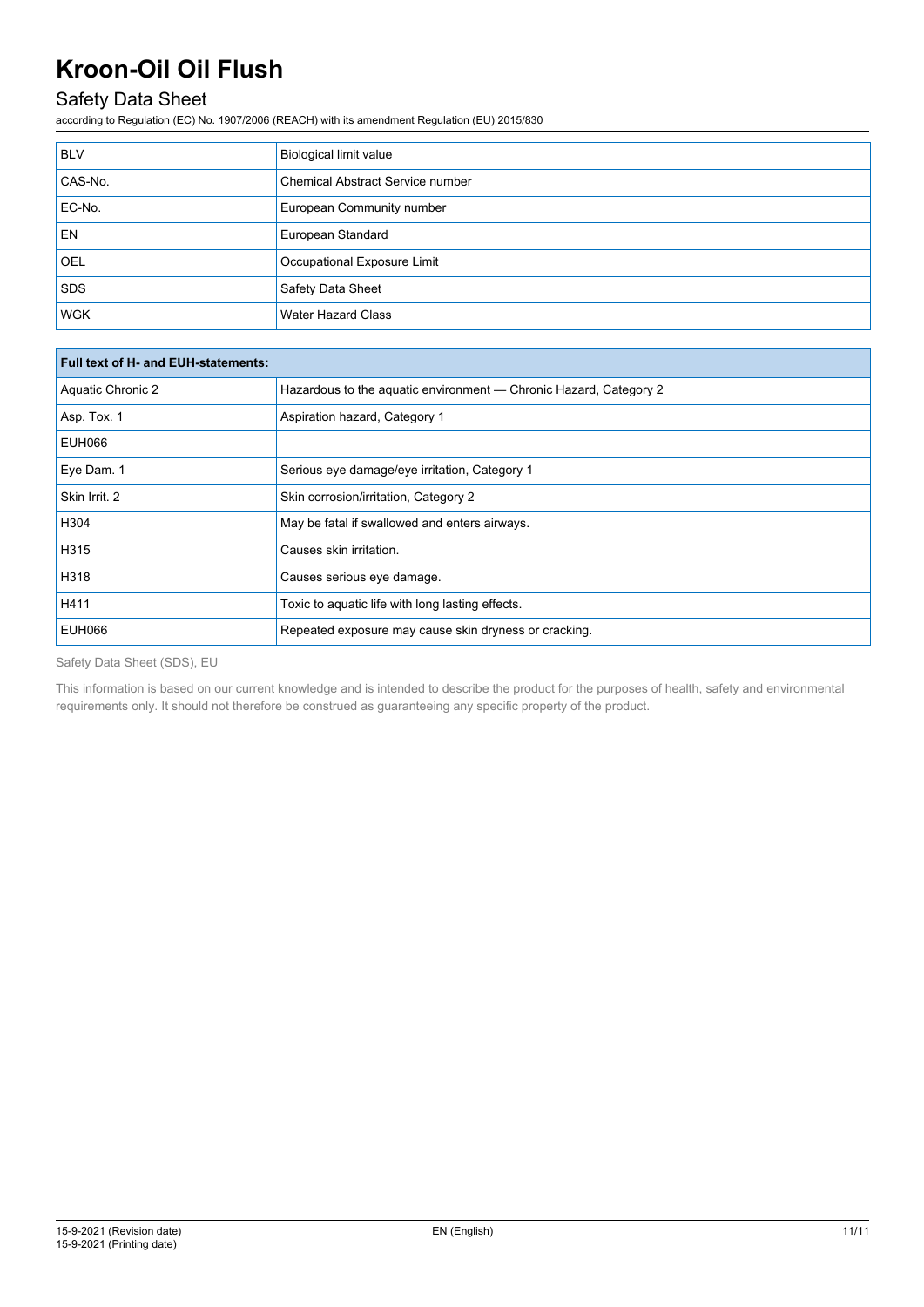| | |
|---|---|
| BLV | Biological limit value |
| CAS-No. | Chemical Abstract Service number |
| EC-No. | European Community number |
| EN | European Standard |
| OEL | Occupational Exposure Limit |
| SDS | Safety Data Sheet |
| WGK | Water Hazard Class |

| Full text of H- and EUH-statements: | |
|---|---|
| Aquatic Chronic 2 | Hazardous to the aquatic environment — Chronic Hazard, Category 2 |
| Asp. Tox. 1 | Aspiration hazard, Category 1 |
| EUH066 | |
| Eye Dam. 1 | Serious eye damage/eye irritation, Category 1 |
| Skin Irrit. 2 | Skin corrosion/irritation, Category 2 |
| H304 | May be fatal if swallowed and enters airways. |
| H315 | Causes skin irritation. |
| H318 | Causes serious eye damage. |
| H411 | Toxic to aquatic life with long lasting effects. |
| EUH066 | Repeated exposure may cause skin dryness or cracking. |

Safety Data Sheet (SDS), EU

This information is based on our current knowledge and is intended to describe the product for the purposes of health, safety and environmental requirements only. It should not therefore be construed as guaranteeing any specific property of the product.